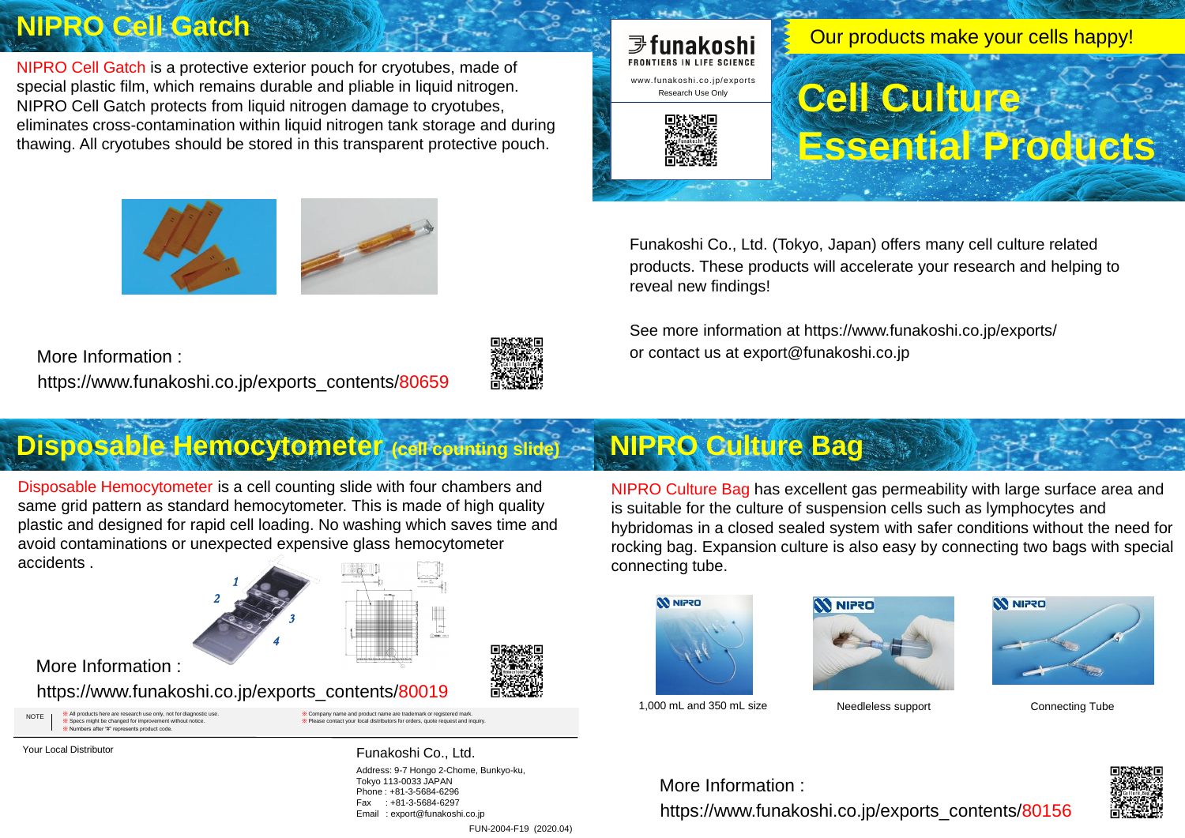## NIPRO Cell Gatch

NIPRO Cell Gatch is a protective exterior pouch for cryotubes, made of special plastic film, which remains durable and pliable in liquid nitrogen. NIPRO Cell Gatch protects from liquid nitrogen damage to cryotubes, eliminates cross-contamination within liquid nitrogen tank storage and during thawing. All cryotubes should be stored in this transparent protective pouch.

More Information :
https://www.funakoshi.co.jp/exports_contents/80659

# funakoshi

FRONTIERS IN LIFE SCIENCE

www.funakoshi.co.jp/exports

Research Use Only

Our products make your cells happy!

# Cell Culture Essential Products

Funakoshi Co., Ltd. (Tokyo, Japan) offers many cell culture related products. These products will accelerate your research and helping to reveal new findings!

See more information at https://www.funakoshi.co.jp/exports/
or contact us at export@funakoshi.co.jp

## Disposable Hemocytometer (cell counting slide)

Disposable Hemocytometer is a cell counting slide with four chambers and same grid pattern as standard hemocytometer. This is made of high quality plastic and designed for rapid cell loading. No washing which saves time and avoid contaminations or unexpected expensive glass hemocytometer accidents .

More Information :
https://www.funakoshi.co.jp/exports_contents/80019

NOTE
※ All products here are research use only, not for diagnostic use.
※ Specs might be changed for improvement without notice.
※ Numbers after "#" represents product code.
※ Company name and product name are trademark or registered mark.
※ Please contact your local distributors for orders, quote request and inquiry.

Your Local Distributor

Funakoshi Co., Ltd.

Address: 9-7 Hongo 2-Chome, Bunkyo-ku,
Tokyo 113-0033 JAPAN
Phone : +81-3-5684-6296
Fax : +81-3-5684-6297
Email : export@funakoshi.co.jp

FUN-2004-F19 (2020.04)

## NIPRO Culture Bag

NIPRO Culture Bag has excellent gas permeability with large surface area and is suitable for the culture of suspension cells such as lymphocytes and hybridomas in a closed sealed system with safer conditions without the need for rocking bag. Expansion culture is also easy by connecting two bags with special connecting tube.

1,000 mL and 350 mL size

Needleless support

Connecting Tube

More Information :
https://www.funakoshi.co.jp/exports_contents/80156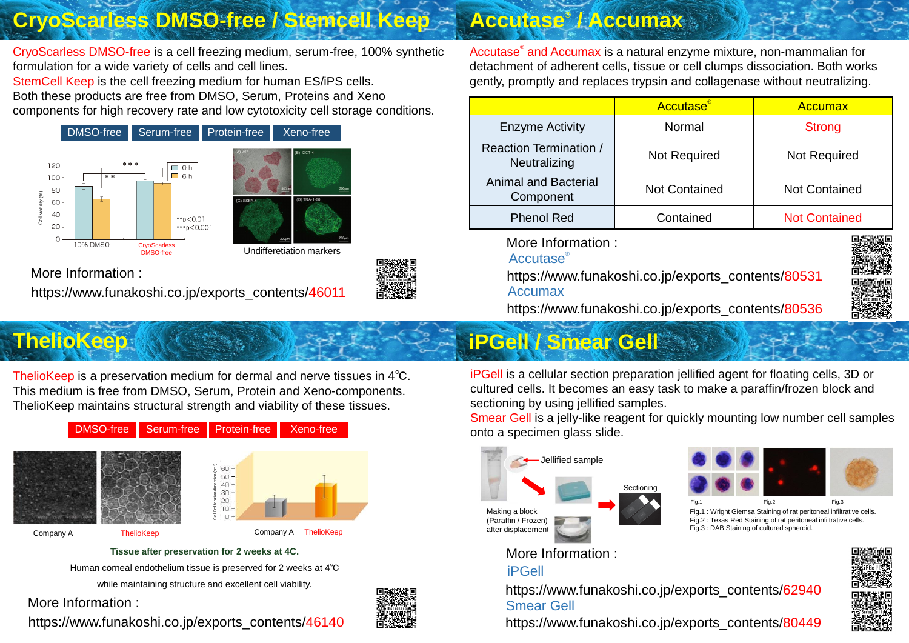# CryoScarless DMSO-free / Stemcell Keep

CryoScarless DMSO-free is a cell freezing medium, serum-free, 100% synthetic formulation for a wide variety of cells and cell lines.
StemCell Keep is the cell freezing medium for human ES/iPS cells.
Both these products are free from DMSO, Serum, Proteins and Xeno components for high recovery rate and low cytotoxicity cell storage conditions.

DMSO-free | Serum-free | Protein-free | Xeno-free

Cell viability (%)
120
100
80
60
40
20
0
10% DMSO
CryoScarless DMSO-free
0 h
6 h
***
**
**p<0.01
***p<0.001

(A) AP
(B) OCT-4
(C) SSEA-4
(D) TRA-1-60

Undiffere­tiation markers

More Information :
https://www.funakoshi.co.jp/exports_contents/46011

# Accutase® / Accumax

Accutase® and Accumax is a natural enzyme mixture, non-mammalian for detachment of adherent cells, tissue or cell clumps dissociation. Both works gently, promptly and replaces trypsin and collagenase without neutralizing.

| | Accutase® | Accumax |
|---|---|---|
| Enzyme Activity | Normal | Strong |
| Reaction Termination / Neutralizing | Not Required | Not Required |
| Animal and Bacterial Component | Not Contained | Not Contained |
| Phenol Red | Contained | Not Contained |

More Information :
Accutase®
https://www.funakoshi.co.jp/exports_contents/80531
Accumax
https://www.funakoshi.co.jp/exports_contents/80536

# TheIioKeep

TheIioKeep is a preservation medium for dermal and nerve tissues in 4℃.
This medium is free from DMSO, Serum, Protein and Xeno-components.
TheIioKeep maintains structural strength and viability of these tissues.

DMSO-free | Serum-free | Protein-free | Xeno-free

Company A
TheIioKeep

Cell Proliferation dimension (cm²)
60
50
40
30
20
10
0
Company A
TheIioKeep

**Tissue after preservation for 2 weeks at 4C.**

Human corneal endothelium tissue is preserved for 2 weeks at 4℃ while maintaining structure and excellent cell viability.

More Information :
https://www.funakoshi.co.jp/exports_contents/46140

# iPGell / Smear Gell

iPGell is a cellular section preparation jellified agent for floating cells, 3D or cultured cells. It becomes an easy task to make a paraffin/frozen block and sectioning by using jellified samples.
Smear Gell is a jelly-like reagent for quickly mounting low number cell samples onto a specimen glass slide.

Jellified sample
Making a block (Paraffin / Frozen) after displacement
Sectioning

Fig.1
Fig.2
Fig.3

Fig.1 : Wright Giemsa Staining of rat peritoneal infiltrative cells.
Fig.2 : Texas Red Staining of rat peritoneal infiltrative cells.
Fig.3 : DAB Staining of cultured spheroid.

More Information :
iPGell
https://www.funakoshi.co.jp/exports_contents/62940
Smear Gell
https://www.funakoshi.co.jp/exports_contents/80449